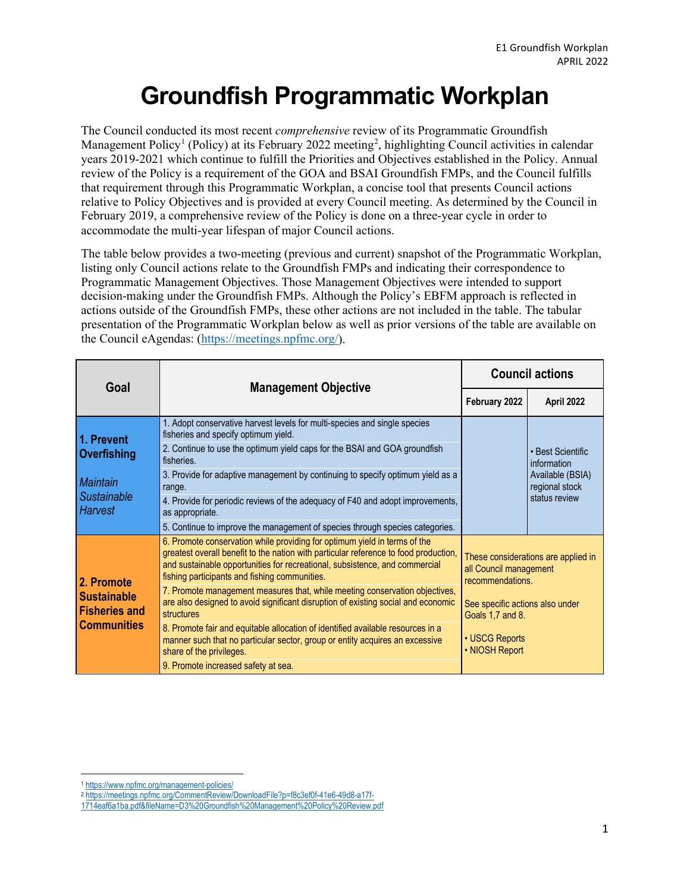# Groundfish Programmatic Workplan

The Council conducted its most recent *comprehensive* review of its Programmatic Groundfish Management Policy[1] (Policy) at its February 2022 meeting[2], highlighting Council activities in calendar years 2019-2021 which continue to fulfill the Priorities and Objectives established in the Policy. Annual review of the Policy is a requirement of the GOA and BSAI Groundfish FMPs, and the Council fulfills that requirement through this Programmatic Workplan, a concise tool that presents Council actions relative to Policy Objectives and is provided at every Council meeting. As determined by the Council in February 2019, a comprehensive review of the Policy is done on a three-year cycle in order to accommodate the multi-year lifespan of major Council actions.

The table below provides a two-meeting (previous and current) snapshot of the Programmatic Workplan, listing only Council actions relate to the Groundfish FMPs and indicating their correspondence to Programmatic Management Objectives. Those Management Objectives were intended to support decision-making under the Groundfish FMPs. Although the Policy's EBFM approach is reflected in actions outside of the Groundfish FMPs, these other actions are not included in the table. The tabular presentation of the Programmatic Workplan below as well as prior versions of the table are available on the Council eAgendas: (https://meetings.npfmc.org/).

| Goal | Management Objective | Council actions | |
|---|---|---|---|
| | | February 2022 | April 2022 |
| **1. Prevent Overfishing** *Maintain Sustainable Harvest* | 1. Adopt conservative harvest levels for multi-species and single species fisheries and specify optimum yield. | | • Best Scientific information Available (BSIA) regional stock status review |
| | 2. Continue to use the optimum yield caps for the BSAI and GOA groundfish fisheries. | | |
| | 3. Provide for adaptive management by continuing to specify optimum yield as a range. | | |
| | 4. Provide for periodic reviews of the adequacy of F40 and adopt improvements, as appropriate. | | |
| | 5. Continue to improve the management of species through species categories. | | |
| **2. Promote Sustainable Fisheries and Communities** | 6. Promote conservation while providing for optimum yield in terms of the greatest overall benefit to the nation with particular reference to food production, and sustainable opportunities for recreational, subsistence, and commercial fishing participants and fishing communities. | These considerations are applied in all Council management recommendations. See specific actions also under Goals 1,7 and 8. • USCG Reports • NIOSH Report | |
| | 7. Promote management measures that, while meeting conservation objectives, are also designed to avoid significant disruption of existing social and economic structures | | |
| | 8. Promote fair and equitable allocation of identified available resources in a manner such that no particular sector, group or entity acquires an excessive share of the privileges. | | |
| | 9. Promote increased safety at sea. | | |

[1] https://www.npfmc.org/management-policies/

[2] https://meetings.npfmc.org/CommentReview/DownloadFile?p=f8c3ef0f-41e6-49d8-a17f-1714eaf6a1ba.pdf&fileName=D3%20Groundfish%20Management%20Policy%20Review.pdf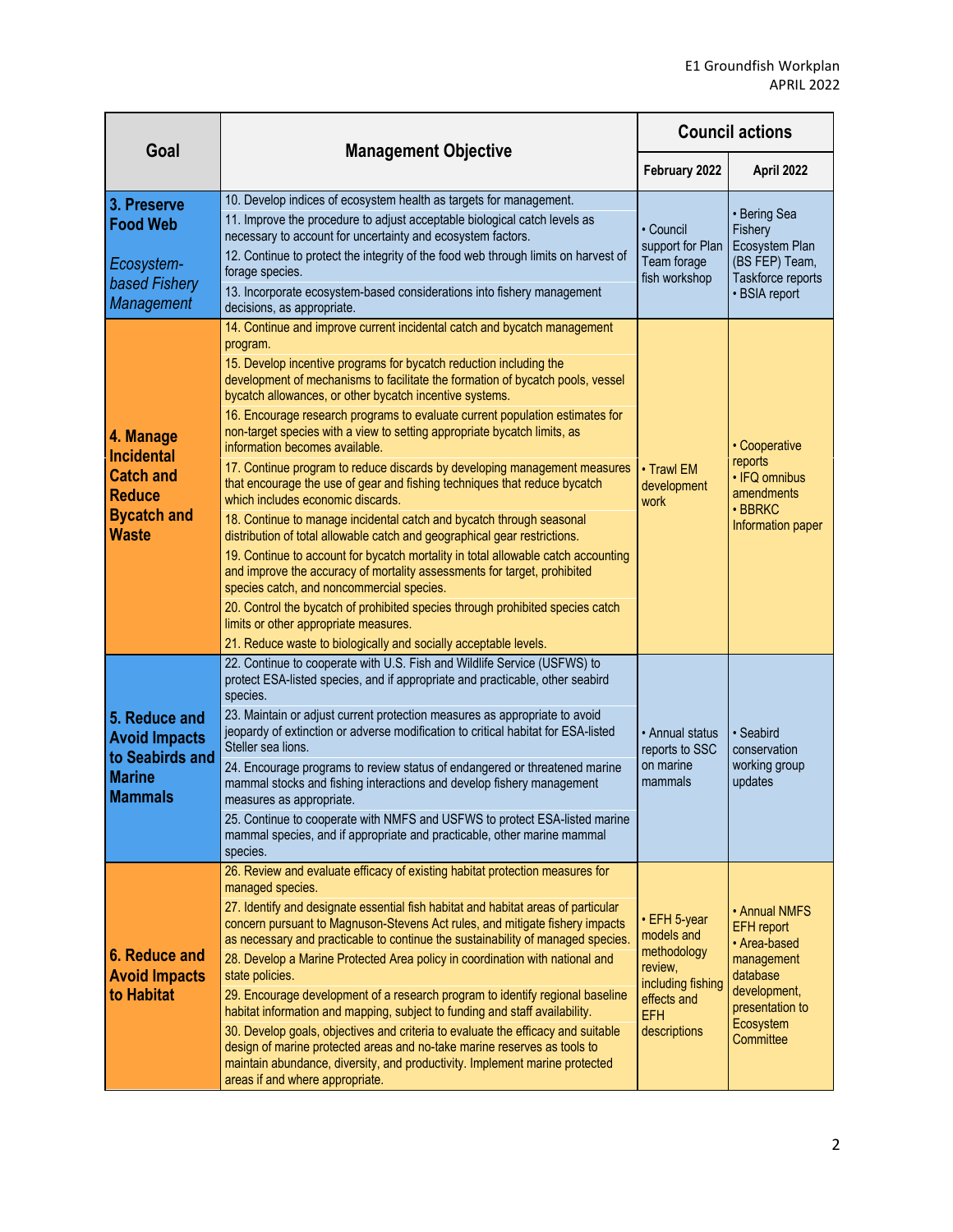| Goal | Management Objective | Council actions | |
|---|---|---|---|
| | | February 2022 | April 2022 |
| **3. Preserve Food Web** *Ecosystem-based Fishery Management* | 10. Develop indices of ecosystem health as targets for management.<br>11. Improve the procedure to adjust acceptable biological catch levels as necessary to account for uncertainty and ecosystem factors.<br>12. Continue to protect the integrity of the food web through limits on harvest of forage species.<br>13. Incorporate ecosystem-based considerations into fishery management decisions, as appropriate. | • Council support for Plan Team forage fish workshop | • Bering Sea Fishery Ecosystem Plan (BS FEP) Team, Taskforce reports<br>• BSIA report |
| **4. Manage Incidental Catch and Reduce Bycatch and Waste** | 14. Continue and improve current incidental catch and bycatch management program.<br>15. Develop incentive programs for bycatch reduction including the development of mechanisms to facilitate the formation of bycatch pools, vessel bycatch allowances, or other bycatch incentive systems.<br>16. Encourage research programs to evaluate current population estimates for non-target species with a view to setting appropriate bycatch limits, as information becomes available.<br>17. Continue program to reduce discards by developing management measures that encourage the use of gear and fishing techniques that reduce bycatch which includes economic discards.<br>18. Continue to manage incidental catch and bycatch through seasonal distribution of total allowable catch and geographical gear restrictions.<br>19. Continue to account for bycatch mortality in total allowable catch accounting and improve the accuracy of mortality assessments for target, prohibited species catch, and noncommercial species.<br>20. Control the bycatch of prohibited species through prohibited species catch limits or other appropriate measures.<br>21. Reduce waste to biologically and socially acceptable levels. | • Trawl EM development work | • Cooperative reports<br>• IFQ omnibus amendments<br>• BBRKC Information paper |
| **5. Reduce and Avoid Impacts to Seabirds and Marine Mammals** | 22. Continue to cooperate with U.S. Fish and Wildlife Service (USFWS) to protect ESA-listed species, and if appropriate and practicable, other seabird species.<br>23. Maintain or adjust current protection measures as appropriate to avoid jeopardy of extinction or adverse modification to critical habitat for ESA-listed Steller sea lions.<br>24. Encourage programs to review status of endangered or threatened marine mammal stocks and fishing interactions and develop fishery management measures as appropriate.<br>25. Continue to cooperate with NMFS and USFWS to protect ESA-listed marine mammal species, and if appropriate and practicable, other marine mammal species. | • Annual status reports to SSC on marine mammals | • Seabird conservation working group updates |
| **6. Reduce and Avoid Impacts to Habitat** | 26. Review and evaluate efficacy of existing habitat protection measures for managed species.<br>27. Identify and designate essential fish habitat and habitat areas of particular concern pursuant to Magnuson-Stevens Act rules, and mitigate fishery impacts as necessary and practicable to continue the sustainability of managed species.<br>28. Develop a Marine Protected Area policy in coordination with national and state policies.<br>29. Encourage development of a research program to identify regional baseline habitat information and mapping, subject to funding and staff availability.<br>30. Develop goals, objectives and criteria to evaluate the efficacy and suitable design of marine protected areas and no-take marine reserves as tools to maintain abundance, diversity, and productivity. Implement marine protected areas if and where appropriate. | • EFH 5-year models and methodology review, including fishing effects and EFH descriptions | • Annual NMFS EFH report<br>• Area-based management database development, presentation to Ecosystem Committee |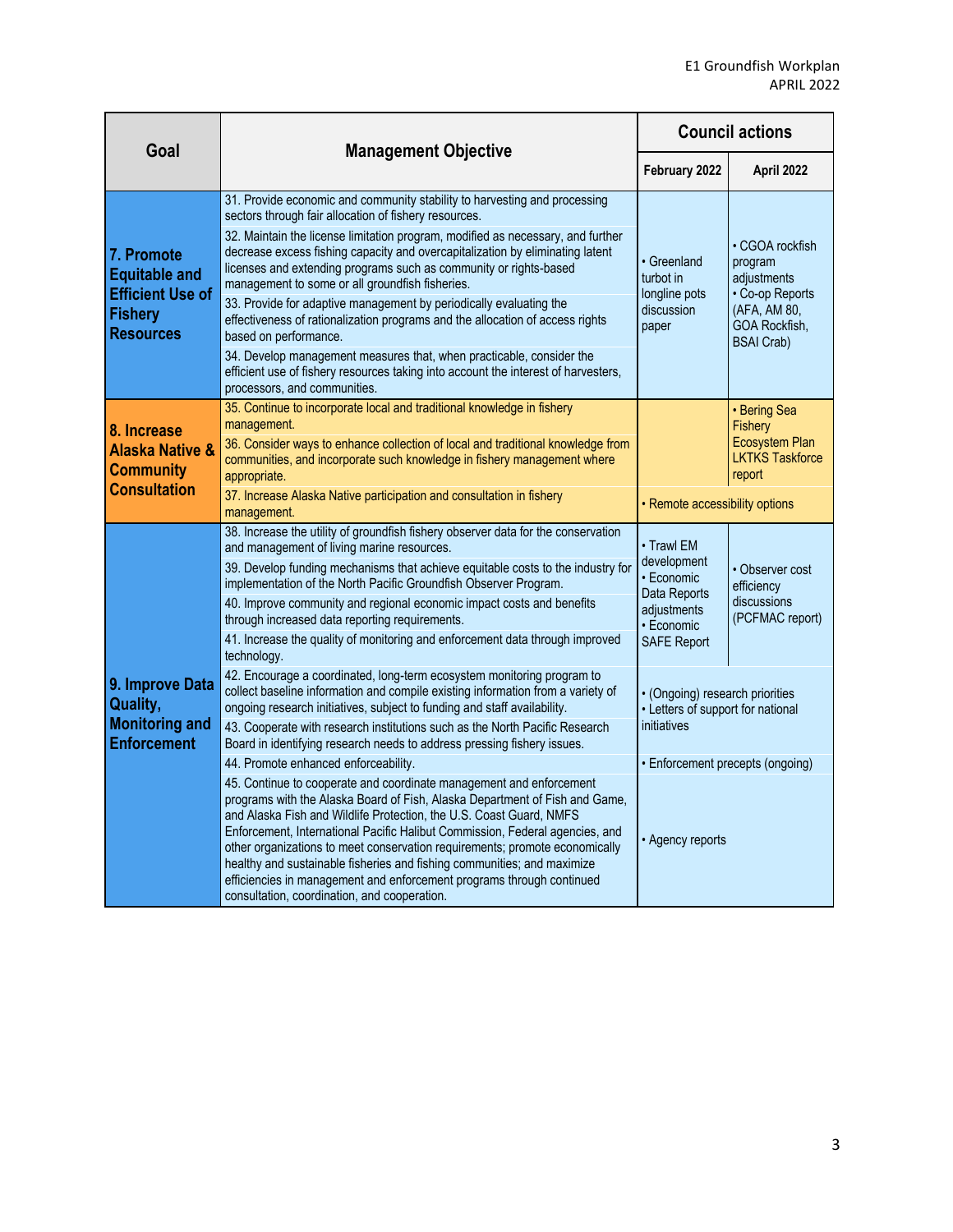| Goal | Management Objective | Council actions | |
|---|---|---|---|
| | | February 2022 | April 2022 |
| 7. Promote Equitable and Efficient Use of Fishery Resources | 31. Provide economic and community stability to harvesting and processing sectors through fair allocation of fishery resources. | • Greenland turbot in longline pots discussion paper | • CGOA rockfish program adjustments<br>• Co-op Reports (AFA, AM 80, GOA Rockfish, BSAI Crab) |
| | 32. Maintain the license limitation program, modified as necessary, and further decrease excess fishing capacity and overcapitalization by eliminating latent licenses and extending programs such as community or rights-based management to some or all groundfish fisheries. | | |
| | 33. Provide for adaptive management by periodically evaluating the effectiveness of rationalization programs and the allocation of access rights based on performance. | | |
| | 34. Develop management measures that, when practicable, consider the efficient use of fishery resources taking into account the interest of harvesters, processors, and communities. | | |
| 8. Increase Alaska Native & Community Consultation | 35. Continue to incorporate local and traditional knowledge in fishery management. | | • Bering Sea Fishery Ecosystem Plan LKTKS Taskforce report |
| | 36. Consider ways to enhance collection of local and traditional knowledge from communities, and incorporate such knowledge in fishery management where appropriate. | | |
| | 37. Increase Alaska Native participation and consultation in fishery management. | • Remote accessibility options | |
| 9. Improve Data Quality, Monitoring and Enforcement | 38. Increase the utility of groundfish fishery observer data for the conservation and management of living marine resources. | • Trawl EM development<br>• Economic Data Reports adjustments<br>• Economic SAFE Report | • Observer cost efficiency discussions (PCFMAC report) |
| | 39. Develop funding mechanisms that achieve equitable costs to the industry for implementation of the North Pacific Groundfish Observer Program. | | |
| | 40. Improve community and regional economic impact costs and benefits through increased data reporting requirements. | | |
| | 41. Increase the quality of monitoring and enforcement data through improved technology. | | |
| | 42. Encourage a coordinated, long-term ecosystem monitoring program to collect baseline information and compile existing information from a variety of ongoing research initiatives, subject to funding and staff availability. | • (Ongoing) research priorities<br>• Letters of support for national initiatives | |
| | 43. Cooperate with research institutions such as the North Pacific Research Board in identifying research needs to address pressing fishery issues. | | |
| | 44. Promote enhanced enforceability. | • Enforcement precepts (ongoing) | |
| | 45. Continue to cooperate and coordinate management and enforcement programs with the Alaska Board of Fish, Alaska Department of Fish and Game, and Alaska Fish and Wildlife Protection, the U.S. Coast Guard, NMFS Enforcement, International Pacific Halibut Commission, Federal agencies, and other organizations to meet conservation requirements; promote economically healthy and sustainable fisheries and fishing communities; and maximize efficiencies in management and enforcement programs through continued consultation, coordination, and cooperation. | • Agency reports | |